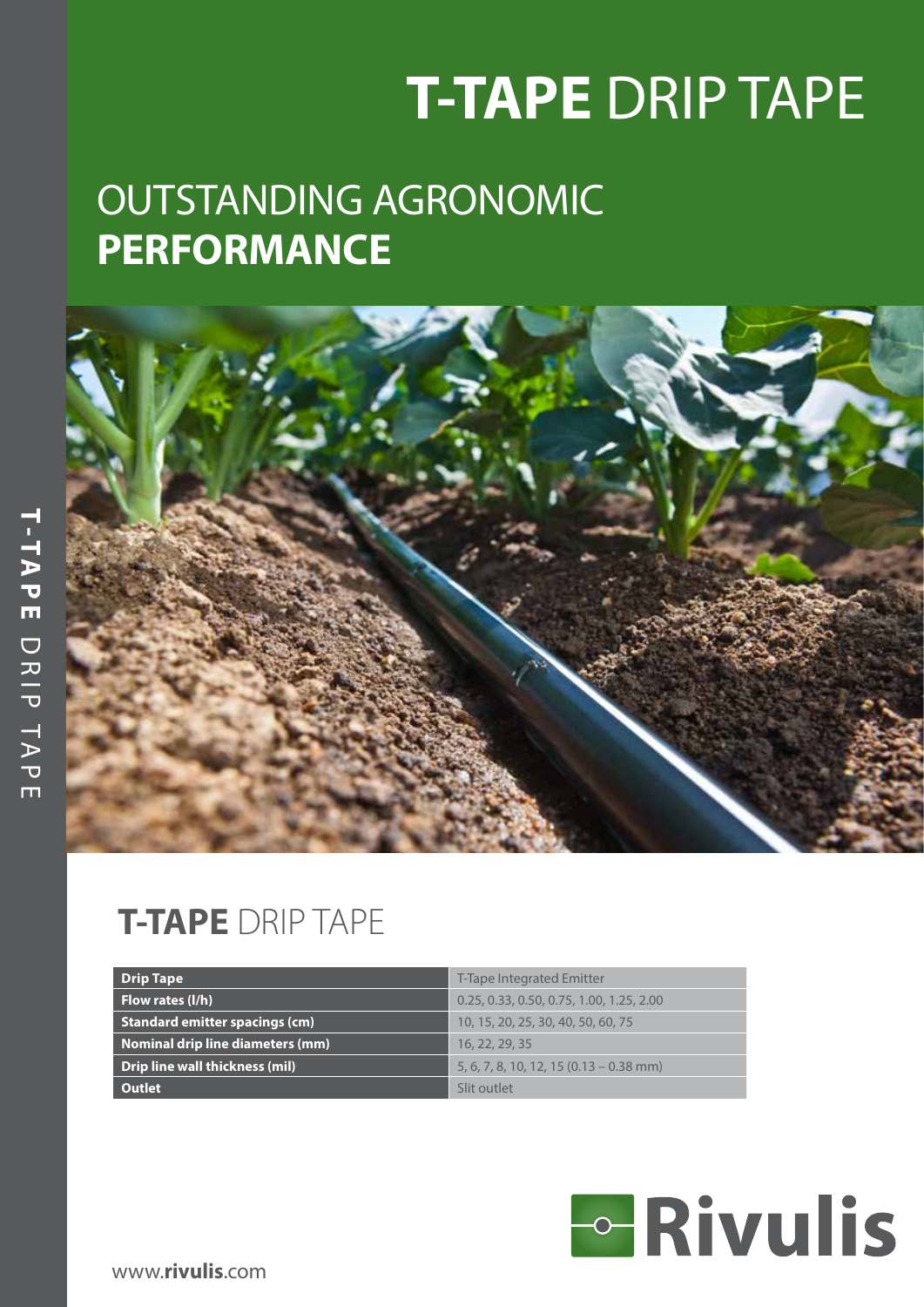# **T-TAPE** DRIP TAPE

## OUTSTANDING AGRONOMIC **PERFORMANCE**

## **T-TAPE** DRIP TAPE

| Drip Tape | T-Tape Integrated Emitter |
|---|---|
| Flow rates (l/h) | 0.25, 0.33, 0.50, 0.75, 1.00, 1.25, 2.00 |
| Standard emitter spacings (cm) | 10, 15, 20, 25, 30, 40, 50, 60, 75 |
| Nominal drip line diameters (mm) | 16, 22, 29, 35 |
| Drip line wall thickness (mil) | 5, 6, 7, 8, 10, 12, 15 (0.13 – 0.38 mm) |
| Outlet | Slit outlet |

Rivulis

www.**rivulis**.com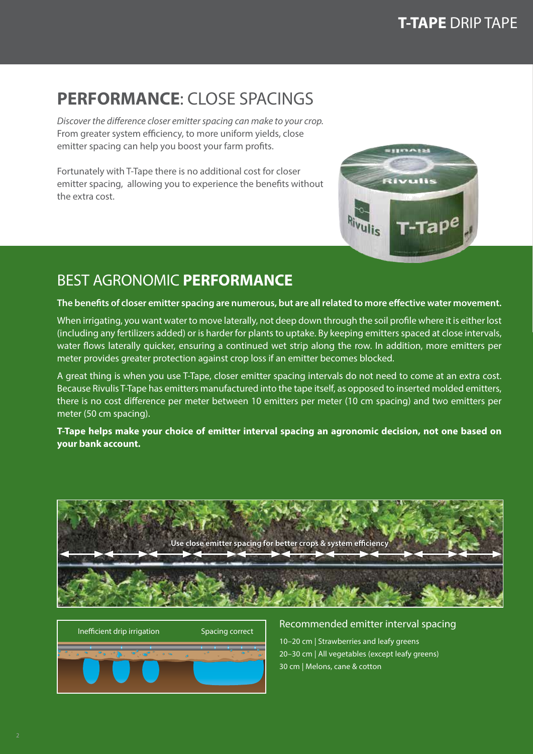# PERFORMANCE: CLOSE SPACINGS

*Discover the difference closer emitter spacing can make to your crop.* From greater system efficiency, to more uniform yields, close emitter spacing can help you boost your farm profits.

Fortunately with T-Tape there is no additional cost for closer emitter spacing, allowing you to experience the benefits without the extra cost.

## BEST AGRONOMIC **PERFORMANCE**

**The benefits of closer emitter spacing are numerous, but are all related to more effective water movement.**

When irrigating, you want water to move laterally, not deep down through the soil profile where it is either lost (including any fertilizers added) or is harder for plants to uptake. By keeping emitters spaced at close intervals, water flows laterally quicker, ensuring a continued wet strip along the row. In addition, more emitters per meter provides greater protection against crop loss if an emitter becomes blocked.

A great thing is when you use T-Tape, closer emitter spacing intervals do not need to come at an extra cost. Because Rivulis T-Tape has emitters manufactured into the tape itself, as opposed to inserted molded emitters, there is no cost difference per meter between 10 emitters per meter (10 cm spacing) and two emitters per meter (50 cm spacing).

**T-Tape helps make your choice of emitter interval spacing an agronomic decision, not one based on your bank account.**

Use close emitter spacing for better crops & system efficiency

Inefficient drip irrigation | Spacing correct

### Recommended emitter interval spacing

10–20 cm | Strawberries and leafy greens

20–30 cm | All vegetables (except leafy greens)

30 cm | Melons, cane & cotton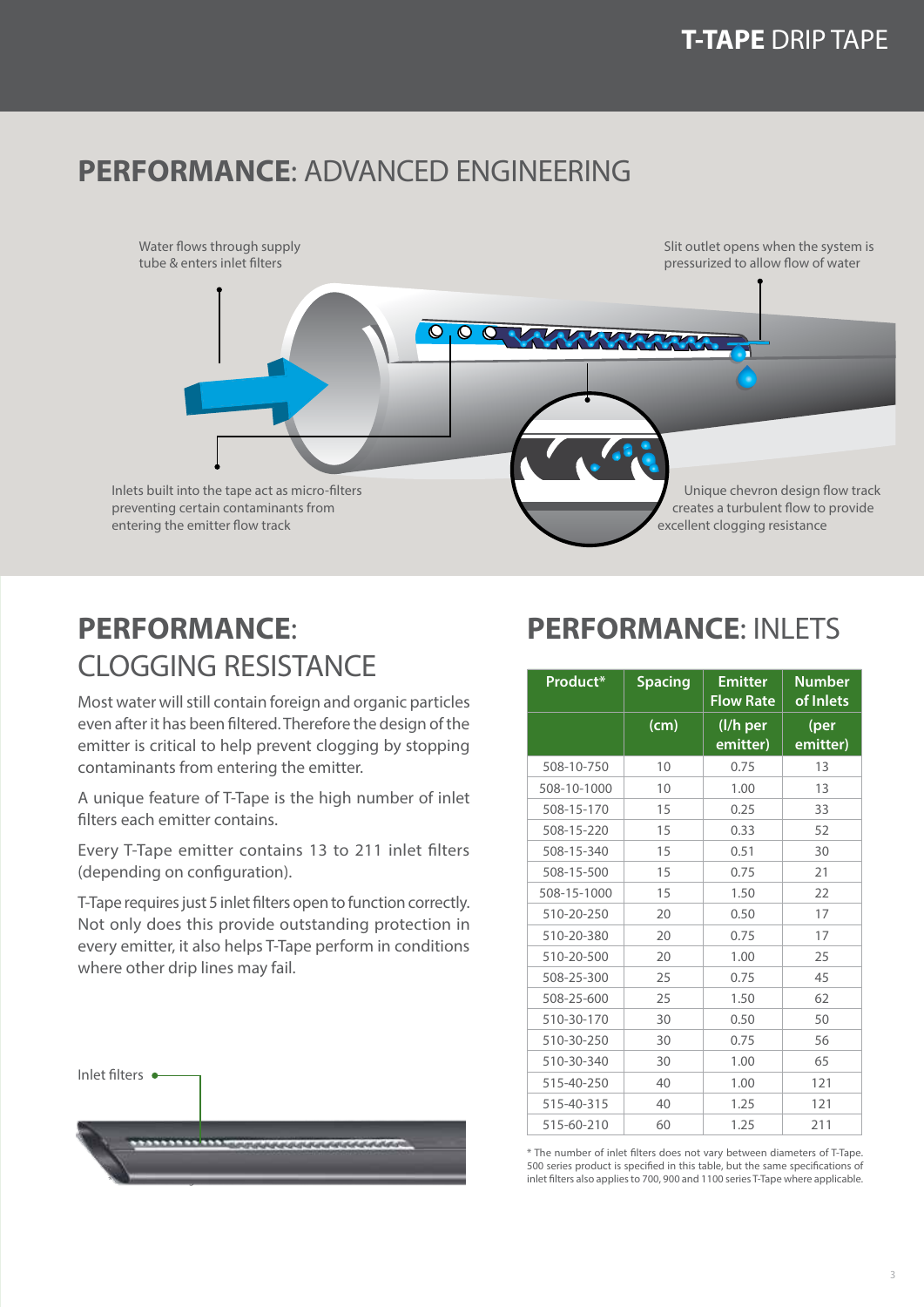## PERFORMANCE: ADVANCED ENGINEERING

Water flows through supply tube & enters inlet filters

Slit outlet opens when the system is pressurized to allow flow of water

Inlets built into the tape act as micro-filters preventing certain contaminants from entering the emitter flow track

Unique chevron design flow track creates a turbulent flow to provide excellent clogging resistance

## PERFORMANCE: CLOGGING RESISTANCE

Most water will still contain foreign and organic particles even after it has been filtered. Therefore the design of the emitter is critical to help prevent clogging by stopping contaminants from entering the emitter.

A unique feature of T-Tape is the high number of inlet filters each emitter contains.

Every T-Tape emitter contains 13 to 211 inlet filters (depending on configuration).

T-Tape requires just 5 inlet filters open to function correctly. Not only does this provide outstanding protection in every emitter, it also helps T-Tape perform in conditions where other drip lines may fail.

Inlet filters

## PERFORMANCE: INLETS

| Product* | Spacing | Emitter Flow Rate | Number of Inlets |
|---|---|---|---|
| | (cm) | (l/h per emitter) | (per emitter) |
| 508-10-750 | 10 | 0.75 | 13 |
| 508-10-1000 | 10 | 1.00 | 13 |
| 508-15-170 | 15 | 0.25 | 33 |
| 508-15-220 | 15 | 0.33 | 52 |
| 508-15-340 | 15 | 0.51 | 30 |
| 508-15-500 | 15 | 0.75 | 21 |
| 508-15-1000 | 15 | 1.50 | 22 |
| 510-20-250 | 20 | 0.50 | 17 |
| 510-20-380 | 20 | 0.75 | 17 |
| 510-20-500 | 20 | 1.00 | 25 |
| 508-25-300 | 25 | 0.75 | 45 |
| 508-25-600 | 25 | 1.50 | 62 |
| 510-30-170 | 30 | 0.50 | 50 |
| 510-30-250 | 30 | 0.75 | 56 |
| 510-30-340 | 30 | 1.00 | 65 |
| 515-40-250 | 40 | 1.00 | 121 |
| 515-40-315 | 40 | 1.25 | 121 |
| 515-60-210 | 60 | 1.25 | 211 |

\* The number of inlet filters does not vary between diameters of T-Tape. 500 series product is specified in this table, but the same specifications of inlet filters also applies to 700, 900 and 1100 series T-Tape where applicable.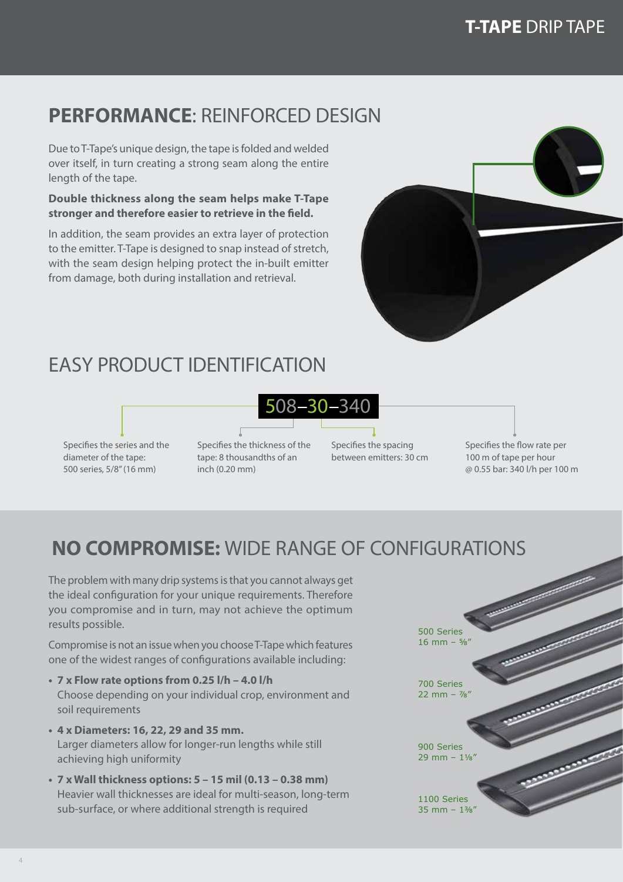## **PERFORMANCE**: REINFORCED DESIGN

Due to T-Tape's unique design, the tape is folded and welded over itself, in turn creating a strong seam along the entire length of the tape.

**Double thickness along the seam helps make T-Tape stronger and therefore easier to retrieve in the field.**

In addition, the seam provides an extra layer of protection to the emitter. T-Tape is designed to snap instead of stretch, with the seam design helping protect the in-built emitter from damage, both during installation and retrieval.

## EASY PRODUCT IDENTIFICATION

508–30–340

- Specifies the series and the diameter of the tape: 500 series, 5/8" (16 mm)
- Specifies the thickness of the tape: 8 thousandths of an inch (0.20 mm)
- Specifies the spacing between emitters: 30 cm
- Specifies the flow rate per 100 m of tape per hour @ 0.55 bar: 340 l/h per 100 m

## **NO COMPROMISE:** WIDE RANGE OF CONFIGURATIONS

The problem with many drip systems is that you cannot always get the ideal configuration for your unique requirements. Therefore you compromise and in turn, may not achieve the optimum results possible.

Compromise is not an issue when you choose T-Tape which features one of the widest ranges of configurations available including:

- **7 x Flow rate options from 0.25 l/h – 4.0 l/h**
  Choose depending on your individual crop, environment and soil requirements
- **4 x Diameters: 16, 22, 29 and 35 mm.**
  Larger diameters allow for longer-run lengths while still achieving high uniformity
- **7 x Wall thickness options: 5 – 15 mil (0.13 – 0.38 mm)**
  Heavier wall thicknesses are ideal for multi-season, long-term sub-surface, or where additional strength is required

500 Series
16 mm – ⅝"

700 Series
22 mm – ⅞"

900 Series
29 mm – 1⅛"

1100 Series
35 mm – 1⅜"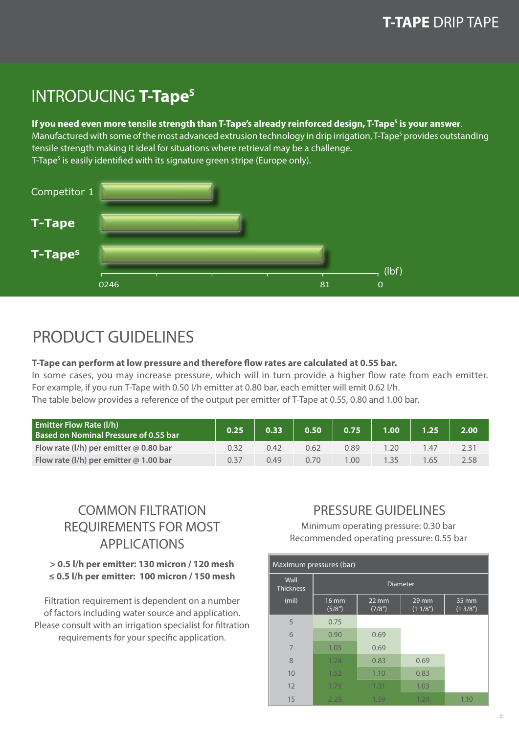## INTRODUCING T-Tape$^S$

**If you need even more tensile strength than T-Tape's already reinforced design, T-Tape$^S$ is your answer**. Manufactured with some of the most advanced extrusion technology in drip irrigation, T-Tape$^S$ provides outstanding tensile strength making it ideal for situations where retrieval may be a challenge.
T-Tape$^S$ is easily identified with its signature green stripe (Europe only).

Competitor 1

**T-Tape**

**T-Tape$^S$**

0246 81 0 (lbf)

## PRODUCT GUIDELINES

**T-Tape can perform at low pressure and therefore flow rates are calculated at 0.55 bar.**
In some cases, you may increase pressure, which will in turn provide a higher flow rate from each emitter. For example, if you run T-Tape with 0.50 l/h emitter at 0.80 bar, each emitter will emit 0.62 l/h.
The table below provides a reference of the output per emitter of T-Tape at 0.55, 0.80 and 1.00 bar.

| Emitter Flow Rate (l/h) Based on Nominal Pressure of 0.55 bar | 0.25 | 0.33 | 0.50 | 0.75 | 1.00 | 1.25 | 2.00 |
|---|---|---|---|---|---|---|---|
| Flow rate (l/h) per emitter @ 0.80 bar | 0.32 | 0.42 | 0.62 | 0.89 | 1.20 | 1.47 | 2.31 |
| Flow rate (l/h) per emitter @ 1.00 bar | 0.37 | 0.49 | 0.70 | 1.00 | 1.35 | 1.65 | 2.58 |

### COMMON FILTRATION REQUIREMENTS FOR MOST APPLICATIONS

**> 0.5 l/h per emitter: 130 micron / 120 mesh**
**≤ 0.5 l/h per emitter: 100 micron / 150 mesh**

Filtration requirement is dependent on a number of factors including water source and application. Please consult with an irrigation specialist for filtration requirements for your specific application.

### PRESSURE GUIDELINES

Minimum operating pressure: 0.30 bar
Recommended operating pressure: 0.55 bar

| Maximum pressures (bar) | | | | |
|---|---|---|---|---|
| Wall Thickness | Diameter | | | |
| (mil) | 16 mm (5/8") | 22 mm (7/8") | 29 mm (1 1/8") | 35 mm (1 3/8") |
| 5 | 0.75 | | | |
| 6 | 0.90 | 0.69 | | |
| 7 | 1.03 | 0.69 | | |
| 8 | 1.24 | 0.83 | 0.69 | |
| 10 | 1.52 | 1.10 | 0.83 | |
| 12 | 1.79 | 1.31 | 1.03 | |
| 15 | 2.28 | 1.59 | 1.24 | 1.10 |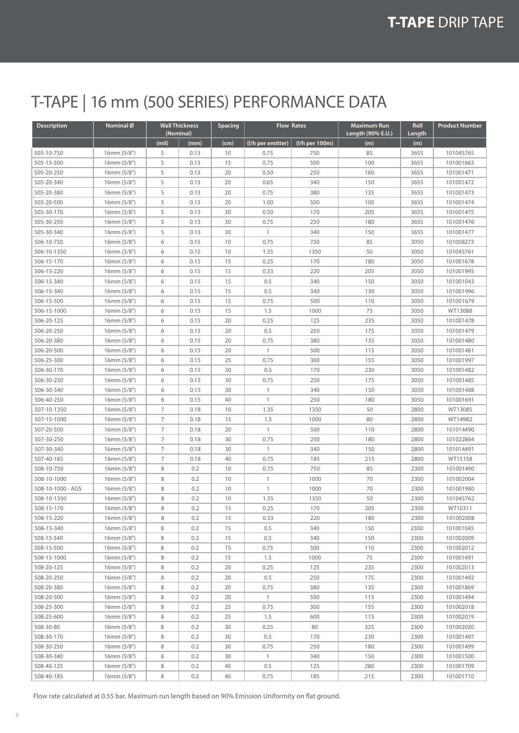# T-TAPE | 16 mm (500 SERIES) PERFORMANCE DATA

| Description | Nominal Ø | Wall Thickness (Nominal) | | Spacing | Flow Rates | | Maximum Run Length (90% E.U.) | Roll Length | Product Number |
|---|---|---|---|---|---|---|---|---|---|
| | | (mil) | (mm) | (cm) | (l/h per emitter) | (l/h per 100m) | (m) | (m) | |
| 505-10-750 | 16mm (5/8") | 5 | 0.13 | 10 | 0.75 | 750 | 85 | 3655 | 101045765 |
| 505-15-500 | 16mm (5/8") | 5 | 0.13 | 15 | 0.75 | 500 | 100 | 3655 | 101001663 |
| 505-20-250 | 16mm (5/8") | 5 | 0.13 | 20 | 0.50 | 250 | 160 | 3655 | 101001471 |
| 505-20-340 | 16mm (5/8") | 5 | 0.13 | 20 | 0.65 | 340 | 150 | 3655 | 101001472 |
| 505-20-380 | 16mm (5/8") | 5 | 0.13 | 20 | 0.75 | 380 | 135 | 3655 | 101001473 |
| 505-20-500 | 16mm (5/8") | 5 | 0.13 | 20 | 1.00 | 500 | 100 | 3655 | 101001474 |
| 505-30-170 | 16mm (5/8") | 5 | 0.13 | 30 | 0.50 | 170 | 205 | 3655 | 101001475 |
| 505-30-250 | 16mm (5/8") | 5 | 0.13 | 30 | 0.75 | 250 | 180 | 3655 | 101001476 |
| 505-30-340 | 16mm (5/8") | 5 | 0.13 | 30 | 1 | 340 | 150 | 3655 | 101001477 |
| 506-10-750 | 16mm (5/8") | 6 | 0.15 | 10 | 0.75 | 750 | 85 | 3050 | 101008273 |
| 506-10-1350 | 16mm (5/8") | 6 | 0.15 | 10 | 1.35 | 1350 | 50 | 3050 | 101045761 |
| 506-15-170 | 16mm (5/8") | 6 | 0.15 | 15 | 0.25 | 170 | 180 | 3050 | 101001678 |
| 506-15-220 | 16mm (5/8") | 6 | 0.15 | 15 | 0.33 | 220 | 205 | 3050 | 101001995 |
| 506-15-340 | 16mm (5/8") | 6 | 0.15 | 15 | 0.5 | 340 | 150 | 3050 | 101001043 |
| 506-15-340 | 16mm (5/8") | 6 | 0.15 | 15 | 0.5 | 340 | 130 | 3050 | 101001996 |
| 506-15-500 | 16mm (5/8") | 6 | 0.15 | 15 | 0.75 | 500 | 110 | 3050 | 101001679 |
| 506-15-1000 | 16mm (5/8") | 6 | 0.15 | 15 | 1.5 | 1000 | 75 | 3050 | WT13088 |
| 506-20-125 | 16mm (5/8") | 6 | 0.15 | 20 | 0.25 | 125 | 235 | 3050 | 101001478 |
| 506-20-250 | 16mm (5/8") | 6 | 0.15 | 20 | 0.5 | 250 | 175 | 3050 | 101001479 |
| 506-20-380 | 16mm (5/8") | 6 | 0.15 | 20 | 0.75 | 380 | 135 | 3050 | 101001480 |
| 506-20-500 | 16mm (5/8") | 6 | 0.15 | 20 | 1 | 500 | 115 | 3050 | 101001481 |
| 506-25-300 | 16mm (5/8") | 6 | 0.15 | 25 | 0.75 | 300 | 155 | 3050 | 101001997 |
| 506-30-170 | 16mm (5/8") | 6 | 0.15 | 30 | 0.5 | 170 | 230 | 3050 | 101001482 |
| 506-30-250 | 16mm (5/8") | 6 | 0.15 | 30 | 0.75 | 250 | 175 | 3050 | 101001485 |
| 506-30-340 | 16mm (5/8") | 6 | 0.15 | 30 | 1 | 340 | 150 | 3050 | 101001488 |
| 506-40-250 | 16mm (5/8") | 6 | 0.15 | 40 | 1 | 250 | 180 | 3050 | 101001691 |
| 507-10-1350 | 16mm (5/8") | 7 | 0.18 | 10 | 1.35 | 1350 | 50 | 2800 | WT13085 |
| 507-15-1000 | 16mm (5/8") | 7 | 0.18 | 15 | 1.5 | 1000 | 80 | 2800 | WT14982 |
| 507-20-500 | 16mm (5/8") | 7 | 0.18 | 20 | 1 | 500 | 110 | 2800 | 101014490 |
| 507-30-250 | 16mm (5/8") | 7 | 0.18 | 30 | 0.75 | 250 | 180 | 2800 | 101022864 |
| 507-30-340 | 16mm (5/8") | 7 | 0.18 | 30 | 1 | 340 | 150 | 2800 | 101014491 |
| 507-40-185 | 16mm (5/8") | 7 | 0.18 | 40 | 0.75 | 185 | 215 | 2800 | WT15158 |
| 508-10-750 | 16mm (5/8") | 8 | 0.2 | 10 | 0.75 | 750 | 85 | 2300 | 101001490 |
| 508-10-1000 | 16mm (5/8") | 8 | 0.2 | 10 | 1 | 1000 | 70 | 2300 | 101002004 |
| 508-10-1000 - AGS | 16mm (5/8") | 8 | 0.2 | 10 | 1 | 1000 | 70 | 2300 | 101001980 |
| 508-10-1350 | 16mm (5/8") | 8 | 0.2 | 10 | 1.35 | 1350 | 50 | 2300 | 101045762 |
| 508-15-170 | 16mm (5/8") | 8 | 0.2 | 15 | 0.25 | 170 | 205 | 2300 | WT10311 |
| 508-15-220 | 16mm (5/8") | 8 | 0.2 | 15 | 0.33 | 220 | 180 | 2300 | 101002008 |
| 508-15-340 | 16mm (5/8") | 8 | 0.2 | 15 | 0.5 | 340 | 150 | 2300 | 101001045 |
| 508-15-340 | 16mm (5/8") | 8 | 0.2 | 15 | 0.5 | 340 | 150 | 2300 | 101002009 |
| 508-15-500 | 16mm (5/8") | 8 | 0.2 | 15 | 0.75 | 500 | 110 | 2300 | 101002012 |
| 508-15-1000 | 16mm (5/8") | 8 | 0.2 | 15 | 1.5 | 1000 | 75 | 2300 | 101001491 |
| 508-20-125 | 16mm (5/8") | 8 | 0.2 | 20 | 0.25 | 125 | 235 | 2300 | 101002013 |
| 508-20-250 | 16mm (5/8") | 8 | 0.2 | 20 | 0.5 | 250 | 175 | 2300 | 101001492 |
| 508-20-380 | 16mm (5/8") | 8 | 0.2 | 20 | 0.75 | 380 | 135 | 2300 | 101001869 |
| 508-20-500 | 16mm (5/8") | 8 | 0.2 | 20 | 1 | 500 | 115 | 2300 | 101001494 |
| 508-25-300 | 16mm (5/8") | 8 | 0.2 | 25 | 0.75 | 300 | 155 | 2300 | 101002018 |
| 508-25-600 | 16mm (5/8") | 8 | 0.2 | 25 | 1.5 | 600 | 115 | 2300 | 101002019 |
| 508-30-80 | 16mm (5/8") | 8 | 0.2 | 30 | 0.25 | 80 | 325 | 2300 | 101002020 |
| 508-30-170 | 16mm (5/8") | 8 | 0.2 | 30 | 0.5 | 170 | 230 | 2300 | 101001497 |
| 508-30-250 | 16mm (5/8") | 8 | 0.2 | 30 | 0.75 | 250 | 180 | 2300 | 101001499 |
| 508-30-340 | 16mm (5/8") | 8 | 0.2 | 30 | 1 | 340 | 150 | 2300 | 101001500 |
| 508-40-125 | 16mm (5/8") | 8 | 0.2 | 40 | 0.5 | 125 | 280 | 2300 | 101001709 |
| 508-40-185 | 16mm (5/8") | 8 | 0.2 | 40 | 0.75 | 185 | 215 | 2300 | 101001710 |

Flow rate calculated at 0.55 bar. Maximum run length based on 90% Emission Uniformity on flat ground.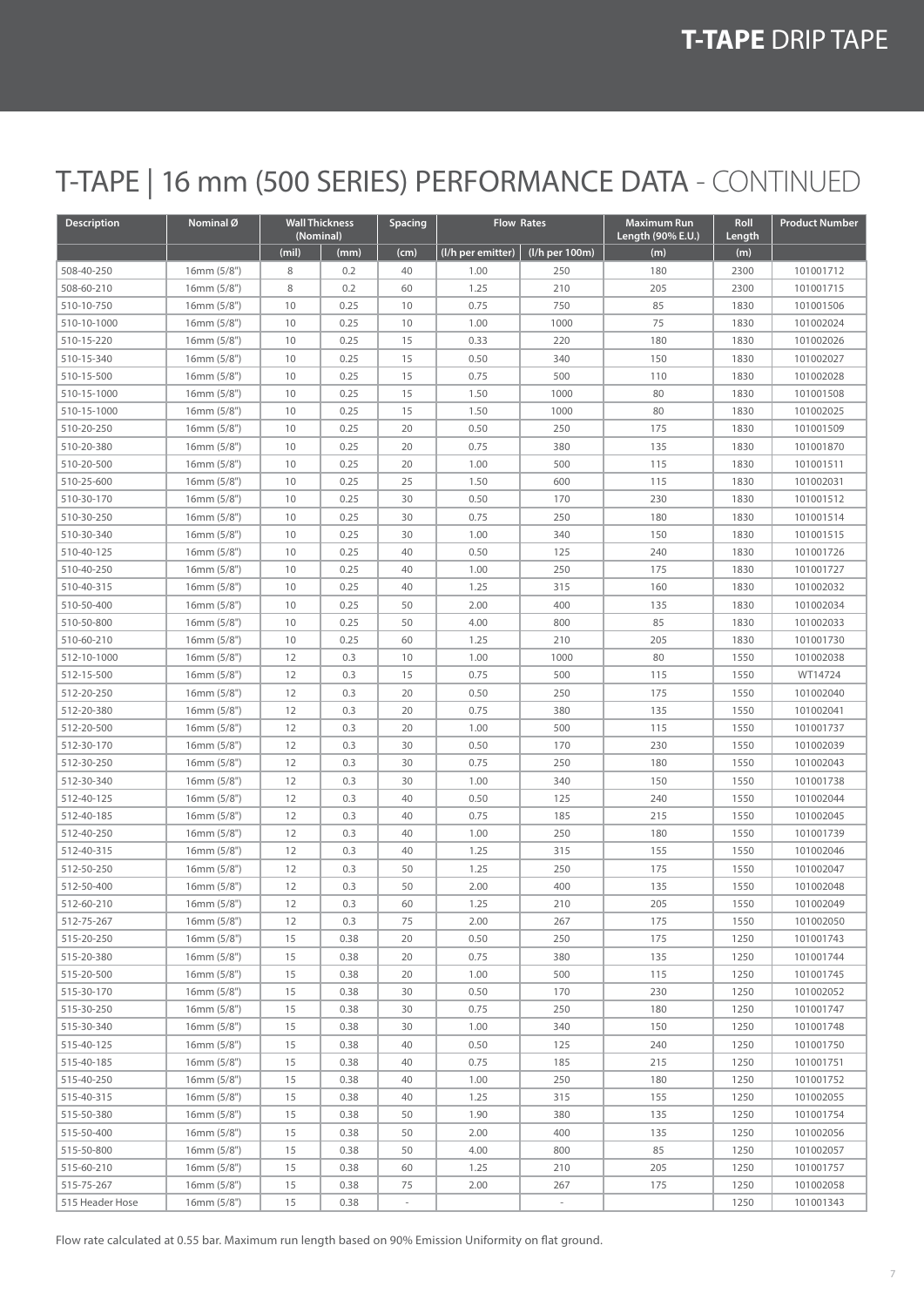# T-TAPE | 16 mm (500 SERIES) PERFORMANCE DATA - CONTINUED

| Description | Nominal Ø | Wall Thickness (Nominal) | | Spacing | Flow Rates | | Maximum Run Length (90% E.U.) | Roll Length | Product Number |
|---|---|---|---|---|---|---|---|---|---|
| | | (mil) | (mm) | (cm) | (l/h per emitter) | (l/h per 100m) | (m) | (m) | |
| 508-40-250 | 16mm (5/8") | 8 | 0.2 | 40 | 1.00 | 250 | 180 | 2300 | 101001712 |
| 508-60-210 | 16mm (5/8") | 8 | 0.2 | 60 | 1.25 | 210 | 205 | 2300 | 101001715 |
| 510-10-750 | 16mm (5/8") | 10 | 0.25 | 10 | 0.75 | 750 | 85 | 1830 | 101001506 |
| 510-10-1000 | 16mm (5/8") | 10 | 0.25 | 10 | 1.00 | 1000 | 75 | 1830 | 101002024 |
| 510-15-220 | 16mm (5/8") | 10 | 0.25 | 15 | 0.33 | 220 | 180 | 1830 | 101002026 |
| 510-15-340 | 16mm (5/8") | 10 | 0.25 | 15 | 0.50 | 340 | 150 | 1830 | 101002027 |
| 510-15-500 | 16mm (5/8") | 10 | 0.25 | 15 | 0.75 | 500 | 110 | 1830 | 101002028 |
| 510-15-1000 | 16mm (5/8") | 10 | 0.25 | 15 | 1.50 | 1000 | 80 | 1830 | 101001508 |
| 510-15-1000 | 16mm (5/8") | 10 | 0.25 | 15 | 1.50 | 1000 | 80 | 1830 | 101002025 |
| 510-20-250 | 16mm (5/8") | 10 | 0.25 | 20 | 0.50 | 250 | 175 | 1830 | 101001509 |
| 510-20-380 | 16mm (5/8") | 10 | 0.25 | 20 | 0.75 | 380 | 135 | 1830 | 101001870 |
| 510-20-500 | 16mm (5/8") | 10 | 0.25 | 20 | 1.00 | 500 | 115 | 1830 | 101001511 |
| 510-25-600 | 16mm (5/8") | 10 | 0.25 | 25 | 1.50 | 600 | 115 | 1830 | 101002031 |
| 510-30-170 | 16mm (5/8") | 10 | 0.25 | 30 | 0.50 | 170 | 230 | 1830 | 101001512 |
| 510-30-250 | 16mm (5/8") | 10 | 0.25 | 30 | 0.75 | 250 | 180 | 1830 | 101001514 |
| 510-30-340 | 16mm (5/8") | 10 | 0.25 | 30 | 1.00 | 340 | 150 | 1830 | 101001515 |
| 510-40-125 | 16mm (5/8") | 10 | 0.25 | 40 | 0.50 | 125 | 240 | 1830 | 101001726 |
| 510-40-250 | 16mm (5/8") | 10 | 0.25 | 40 | 1.00 | 250 | 175 | 1830 | 101001727 |
| 510-40-315 | 16mm (5/8") | 10 | 0.25 | 40 | 1.25 | 315 | 160 | 1830 | 101002032 |
| 510-50-400 | 16mm (5/8") | 10 | 0.25 | 50 | 2.00 | 400 | 135 | 1830 | 101002034 |
| 510-50-800 | 16mm (5/8") | 10 | 0.25 | 50 | 4.00 | 800 | 85 | 1830 | 101002033 |
| 510-60-210 | 16mm (5/8") | 10 | 0.25 | 60 | 1.25 | 210 | 205 | 1830 | 101001730 |
| 512-10-1000 | 16mm (5/8") | 12 | 0.3 | 10 | 1.00 | 1000 | 80 | 1550 | 101002038 |
| 512-15-500 | 16mm (5/8") | 12 | 0.3 | 15 | 0.75 | 500 | 115 | 1550 | WT14724 |
| 512-20-250 | 16mm (5/8") | 12 | 0.3 | 20 | 0.50 | 250 | 175 | 1550 | 101002040 |
| 512-20-380 | 16mm (5/8") | 12 | 0.3 | 20 | 0.75 | 380 | 135 | 1550 | 101002041 |
| 512-20-500 | 16mm (5/8") | 12 | 0.3 | 20 | 1.00 | 500 | 115 | 1550 | 101001737 |
| 512-30-170 | 16mm (5/8") | 12 | 0.3 | 30 | 0.50 | 170 | 230 | 1550 | 101002039 |
| 512-30-250 | 16mm (5/8") | 12 | 0.3 | 30 | 0.75 | 250 | 180 | 1550 | 101002043 |
| 512-30-340 | 16mm (5/8") | 12 | 0.3 | 30 | 1.00 | 340 | 150 | 1550 | 101001738 |
| 512-40-125 | 16mm (5/8") | 12 | 0.3 | 40 | 0.50 | 125 | 240 | 1550 | 101002044 |
| 512-40-185 | 16mm (5/8") | 12 | 0.3 | 40 | 0.75 | 185 | 215 | 1550 | 101002045 |
| 512-40-250 | 16mm (5/8") | 12 | 0.3 | 40 | 1.00 | 250 | 180 | 1550 | 101001739 |
| 512-40-315 | 16mm (5/8") | 12 | 0.3 | 40 | 1.25 | 315 | 155 | 1550 | 101002046 |
| 512-50-250 | 16mm (5/8") | 12 | 0.3 | 50 | 1.25 | 250 | 175 | 1550 | 101002047 |
| 512-50-400 | 16mm (5/8") | 12 | 0.3 | 50 | 2.00 | 400 | 135 | 1550 | 101002048 |
| 512-60-210 | 16mm (5/8") | 12 | 0.3 | 60 | 1.25 | 210 | 205 | 1550 | 101002049 |
| 512-75-267 | 16mm (5/8") | 12 | 0.3 | 75 | 2.00 | 267 | 175 | 1550 | 101002050 |
| 515-20-250 | 16mm (5/8") | 15 | 0.38 | 20 | 0.50 | 250 | 175 | 1250 | 101001743 |
| 515-20-380 | 16mm (5/8") | 15 | 0.38 | 20 | 0.75 | 380 | 135 | 1250 | 101001744 |
| 515-20-500 | 16mm (5/8") | 15 | 0.38 | 20 | 1.00 | 500 | 115 | 1250 | 101001745 |
| 515-30-170 | 16mm (5/8") | 15 | 0.38 | 30 | 0.50 | 170 | 230 | 1250 | 101002052 |
| 515-30-250 | 16mm (5/8") | 15 | 0.38 | 30 | 0.75 | 250 | 180 | 1250 | 101001747 |
| 515-30-340 | 16mm (5/8") | 15 | 0.38 | 30 | 1.00 | 340 | 150 | 1250 | 101001748 |
| 515-40-125 | 16mm (5/8") | 15 | 0.38 | 40 | 0.50 | 125 | 240 | 1250 | 101001750 |
| 515-40-185 | 16mm (5/8") | 15 | 0.38 | 40 | 0.75 | 185 | 215 | 1250 | 101001751 |
| 515-40-250 | 16mm (5/8") | 15 | 0.38 | 40 | 1.00 | 250 | 180 | 1250 | 101001752 |
| 515-40-315 | 16mm (5/8") | 15 | 0.38 | 40 | 1.25 | 315 | 155 | 1250 | 101002055 |
| 515-50-380 | 16mm (5/8") | 15 | 0.38 | 50 | 1.90 | 380 | 135 | 1250 | 101001754 |
| 515-50-400 | 16mm (5/8") | 15 | 0.38 | 50 | 2.00 | 400 | 135 | 1250 | 101002056 |
| 515-50-800 | 16mm (5/8") | 15 | 0.38 | 50 | 4.00 | 800 | 85 | 1250 | 101002057 |
| 515-60-210 | 16mm (5/8") | 15 | 0.38 | 60 | 1.25 | 210 | 205 | 1250 | 101001757 |
| 515-75-267 | 16mm (5/8") | 15 | 0.38 | 75 | 2.00 | 267 | 175 | 1250 | 101002058 |
| 515 Header Hose | 16mm (5/8") | 15 | 0.38 | - | | - | | 1250 | 101001343 |

Flow rate calculated at 0.55 bar. Maximum run length based on 90% Emission Uniformity on flat ground.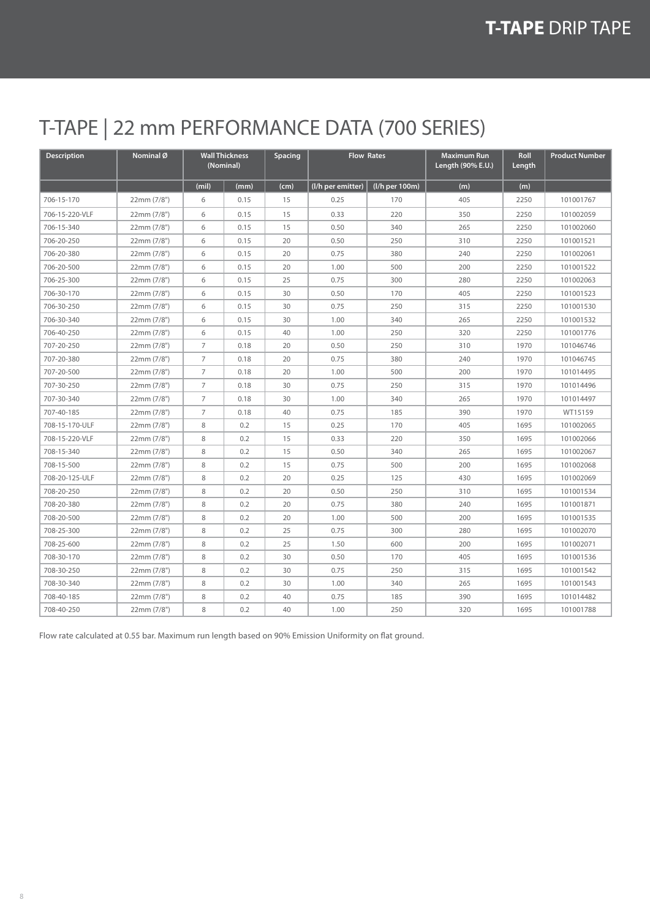# T-TAPE | 22 mm PERFORMANCE DATA (700 SERIES)

| Description | Nominal Ø | Wall Thickness (Nominal) | | Spacing | Flow Rates | | Maximum Run Length (90% E.U.) | Roll Length | Product Number |
|---|---|---|---|---|---|---|---|---|---|
| | | (mil) | (mm) | (cm) | (l/h per emitter) | (l/h per 100m) | (m) | (m) | |
| 706-15-170 | 22mm (7/8") | 6 | 0.15 | 15 | 0.25 | 170 | 405 | 2250 | 101001767 |
| 706-15-220-VLF | 22mm (7/8") | 6 | 0.15 | 15 | 0.33 | 220 | 350 | 2250 | 101002059 |
| 706-15-340 | 22mm (7/8") | 6 | 0.15 | 15 | 0.50 | 340 | 265 | 2250 | 101002060 |
| 706-20-250 | 22mm (7/8") | 6 | 0.15 | 20 | 0.50 | 250 | 310 | 2250 | 101001521 |
| 706-20-380 | 22mm (7/8") | 6 | 0.15 | 20 | 0.75 | 380 | 240 | 2250 | 101002061 |
| 706-20-500 | 22mm (7/8") | 6 | 0.15 | 20 | 1.00 | 500 | 200 | 2250 | 101001522 |
| 706-25-300 | 22mm (7/8") | 6 | 0.15 | 25 | 0.75 | 300 | 280 | 2250 | 101002063 |
| 706-30-170 | 22mm (7/8") | 6 | 0.15 | 30 | 0.50 | 170 | 405 | 2250 | 101001523 |
| 706-30-250 | 22mm (7/8") | 6 | 0.15 | 30 | 0.75 | 250 | 315 | 2250 | 101001530 |
| 706-30-340 | 22mm (7/8") | 6 | 0.15 | 30 | 1.00 | 340 | 265 | 2250 | 101001532 |
| 706-40-250 | 22mm (7/8") | 6 | 0.15 | 40 | 1.00 | 250 | 320 | 2250 | 101001776 |
| 707-20-250 | 22mm (7/8") | 7 | 0.18 | 20 | 0.50 | 250 | 310 | 1970 | 101046746 |
| 707-20-380 | 22mm (7/8") | 7 | 0.18 | 20 | 0.75 | 380 | 240 | 1970 | 101046745 |
| 707-20-500 | 22mm (7/8") | 7 | 0.18 | 20 | 1.00 | 500 | 200 | 1970 | 101014495 |
| 707-30-250 | 22mm (7/8") | 7 | 0.18 | 30 | 0.75 | 250 | 315 | 1970 | 101014496 |
| 707-30-340 | 22mm (7/8") | 7 | 0.18 | 30 | 1.00 | 340 | 265 | 1970 | 101014497 |
| 707-40-185 | 22mm (7/8") | 7 | 0.18 | 40 | 0.75 | 185 | 390 | 1970 | WT15159 |
| 708-15-170-ULF | 22mm (7/8") | 8 | 0.2 | 15 | 0.25 | 170 | 405 | 1695 | 101002065 |
| 708-15-220-VLF | 22mm (7/8") | 8 | 0.2 | 15 | 0.33 | 220 | 350 | 1695 | 101002066 |
| 708-15-340 | 22mm (7/8") | 8 | 0.2 | 15 | 0.50 | 340 | 265 | 1695 | 101002067 |
| 708-15-500 | 22mm (7/8") | 8 | 0.2 | 15 | 0.75 | 500 | 200 | 1695 | 101002068 |
| 708-20-125-ULF | 22mm (7/8") | 8 | 0.2 | 20 | 0.25 | 125 | 430 | 1695 | 101002069 |
| 708-20-250 | 22mm (7/8") | 8 | 0.2 | 20 | 0.50 | 250 | 310 | 1695 | 101001534 |
| 708-20-380 | 22mm (7/8") | 8 | 0.2 | 20 | 0.75 | 380 | 240 | 1695 | 101001871 |
| 708-20-500 | 22mm (7/8") | 8 | 0.2 | 20 | 1.00 | 500 | 200 | 1695 | 101001535 |
| 708-25-300 | 22mm (7/8") | 8 | 0.2 | 25 | 0.75 | 300 | 280 | 1695 | 101002070 |
| 708-25-600 | 22mm (7/8") | 8 | 0.2 | 25 | 1.50 | 600 | 200 | 1695 | 101002071 |
| 708-30-170 | 22mm (7/8") | 8 | 0.2 | 30 | 0.50 | 170 | 405 | 1695 | 101001536 |
| 708-30-250 | 22mm (7/8") | 8 | 0.2 | 30 | 0.75 | 250 | 315 | 1695 | 101001542 |
| 708-30-340 | 22mm (7/8") | 8 | 0.2 | 30 | 1.00 | 340 | 265 | 1695 | 101001543 |
| 708-40-185 | 22mm (7/8") | 8 | 0.2 | 40 | 0.75 | 185 | 390 | 1695 | 101014482 |
| 708-40-250 | 22mm (7/8") | 8 | 0.2 | 40 | 1.00 | 250 | 320 | 1695 | 101001788 |

Flow rate calculated at 0.55 bar. Maximum run length based on 90% Emission Uniformity on flat ground.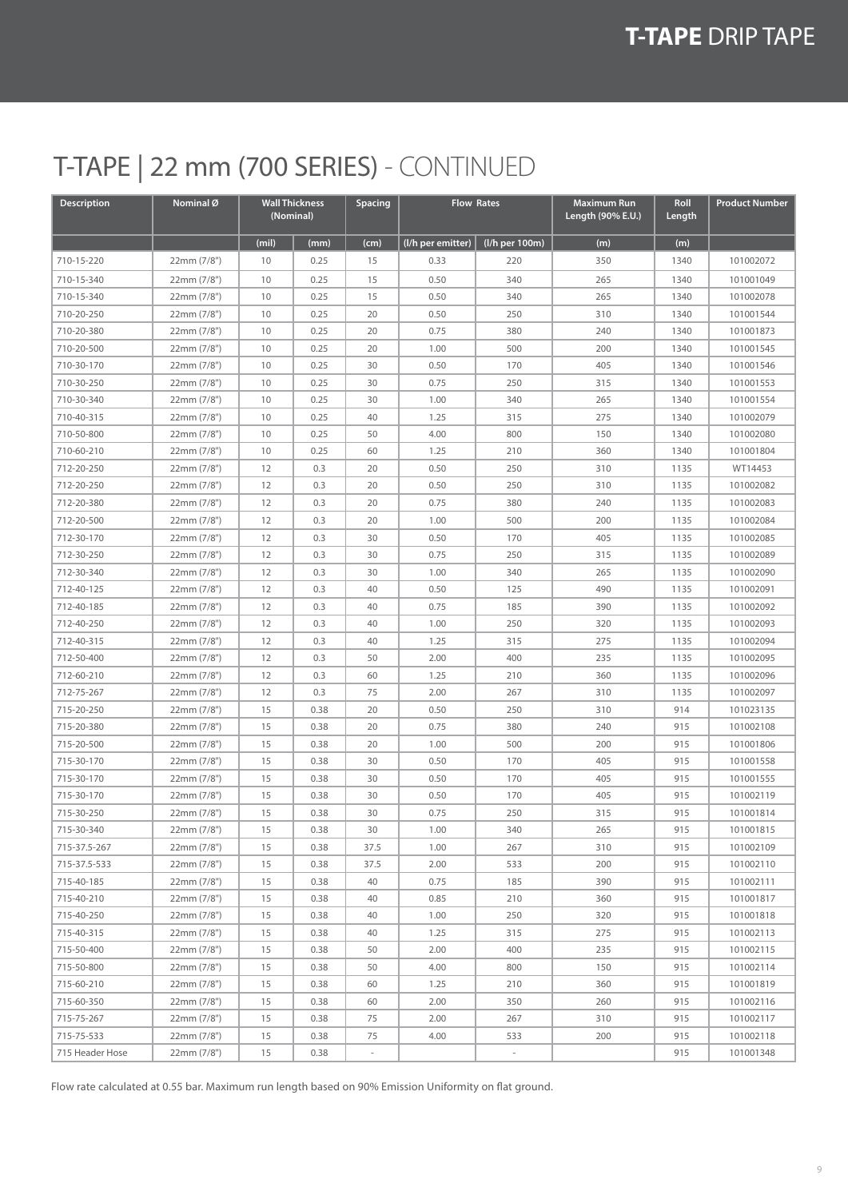# T-TAPE | 22 mm (700 SERIES) - CONTINUED

| Description | Nominal Ø | Wall Thickness (Nominal) | | Spacing | Flow Rates | | Maximum Run Length (90% E.U.) | Roll Length | Product Number |
|---|---|---|---|---|---|---|---|---|---|
| | | (mil) | (mm) | (cm) | (l/h per emitter) | (l/h per 100m) | (m) | (m) | |
| 710-15-220 | 22mm (7/8") | 10 | 0.25 | 15 | 0.33 | 220 | 350 | 1340 | 101002072 |
| 710-15-340 | 22mm (7/8") | 10 | 0.25 | 15 | 0.50 | 340 | 265 | 1340 | 101001049 |
| 710-15-340 | 22mm (7/8") | 10 | 0.25 | 15 | 0.50 | 340 | 265 | 1340 | 101002078 |
| 710-20-250 | 22mm (7/8") | 10 | 0.25 | 20 | 0.50 | 250 | 310 | 1340 | 101001544 |
| 710-20-380 | 22mm (7/8") | 10 | 0.25 | 20 | 0.75 | 380 | 240 | 1340 | 101001873 |
| 710-20-500 | 22mm (7/8") | 10 | 0.25 | 20 | 1.00 | 500 | 200 | 1340 | 101001545 |
| 710-30-170 | 22mm (7/8") | 10 | 0.25 | 30 | 0.50 | 170 | 405 | 1340 | 101001546 |
| 710-30-250 | 22mm (7/8") | 10 | 0.25 | 30 | 0.75 | 250 | 315 | 1340 | 101001553 |
| 710-30-340 | 22mm (7/8") | 10 | 0.25 | 30 | 1.00 | 340 | 265 | 1340 | 101001554 |
| 710-40-315 | 22mm (7/8") | 10 | 0.25 | 40 | 1.25 | 315 | 275 | 1340 | 101002079 |
| 710-50-800 | 22mm (7/8") | 10 | 0.25 | 50 | 4.00 | 800 | 150 | 1340 | 101002080 |
| 710-60-210 | 22mm (7/8") | 10 | 0.25 | 60 | 1.25 | 210 | 360 | 1340 | 101001804 |
| 712-20-250 | 22mm (7/8") | 12 | 0.3 | 20 | 0.50 | 250 | 310 | 1135 | WT14453 |
| 712-20-250 | 22mm (7/8") | 12 | 0.3 | 20 | 0.50 | 250 | 310 | 1135 | 101002082 |
| 712-20-380 | 22mm (7/8") | 12 | 0.3 | 20 | 0.75 | 380 | 240 | 1135 | 101002083 |
| 712-20-500 | 22mm (7/8") | 12 | 0.3 | 20 | 1.00 | 500 | 200 | 1135 | 101002084 |
| 712-30-170 | 22mm (7/8") | 12 | 0.3 | 30 | 0.50 | 170 | 405 | 1135 | 101002085 |
| 712-30-250 | 22mm (7/8") | 12 | 0.3 | 30 | 0.75 | 250 | 315 | 1135 | 101002089 |
| 712-30-340 | 22mm (7/8") | 12 | 0.3 | 30 | 1.00 | 340 | 265 | 1135 | 101002090 |
| 712-40-125 | 22mm (7/8") | 12 | 0.3 | 40 | 0.50 | 125 | 490 | 1135 | 101002091 |
| 712-40-185 | 22mm (7/8") | 12 | 0.3 | 40 | 0.75 | 185 | 390 | 1135 | 101002092 |
| 712-40-250 | 22mm (7/8") | 12 | 0.3 | 40 | 1.00 | 250 | 320 | 1135 | 101002093 |
| 712-40-315 | 22mm (7/8") | 12 | 0.3 | 40 | 1.25 | 315 | 275 | 1135 | 101002094 |
| 712-50-400 | 22mm (7/8") | 12 | 0.3 | 50 | 2.00 | 400 | 235 | 1135 | 101002095 |
| 712-60-210 | 22mm (7/8") | 12 | 0.3 | 60 | 1.25 | 210 | 360 | 1135 | 101002096 |
| 712-75-267 | 22mm (7/8") | 12 | 0.3 | 75 | 2.00 | 267 | 310 | 1135 | 101002097 |
| 715-20-250 | 22mm (7/8") | 15 | 0.38 | 20 | 0.50 | 250 | 310 | 914 | 101023135 |
| 715-20-380 | 22mm (7/8") | 15 | 0.38 | 20 | 0.75 | 380 | 240 | 915 | 101002108 |
| 715-20-500 | 22mm (7/8") | 15 | 0.38 | 20 | 1.00 | 500 | 200 | 915 | 101001806 |
| 715-30-170 | 22mm (7/8") | 15 | 0.38 | 30 | 0.50 | 170 | 405 | 915 | 101001558 |
| 715-30-170 | 22mm (7/8") | 15 | 0.38 | 30 | 0.50 | 170 | 405 | 915 | 101001555 |
| 715-30-170 | 22mm (7/8") | 15 | 0.38 | 30 | 0.50 | 170 | 405 | 915 | 101002119 |
| 715-30-250 | 22mm (7/8") | 15 | 0.38 | 30 | 0.75 | 250 | 315 | 915 | 101001814 |
| 715-30-340 | 22mm (7/8") | 15 | 0.38 | 30 | 1.00 | 340 | 265 | 915 | 101001815 |
| 715-37.5-267 | 22mm (7/8") | 15 | 0.38 | 37.5 | 1.00 | 267 | 310 | 915 | 101002109 |
| 715-37.5-533 | 22mm (7/8") | 15 | 0.38 | 37.5 | 2.00 | 533 | 200 | 915 | 101002110 |
| 715-40-185 | 22mm (7/8") | 15 | 0.38 | 40 | 0.75 | 185 | 390 | 915 | 101002111 |
| 715-40-210 | 22mm (7/8") | 15 | 0.38 | 40 | 0.85 | 210 | 360 | 915 | 101001817 |
| 715-40-250 | 22mm (7/8") | 15 | 0.38 | 40 | 1.00 | 250 | 320 | 915 | 101001818 |
| 715-40-315 | 22mm (7/8") | 15 | 0.38 | 40 | 1.25 | 315 | 275 | 915 | 101002113 |
| 715-50-400 | 22mm (7/8") | 15 | 0.38 | 50 | 2.00 | 400 | 235 | 915 | 101002115 |
| 715-50-800 | 22mm (7/8") | 15 | 0.38 | 50 | 4.00 | 800 | 150 | 915 | 101002114 |
| 715-60-210 | 22mm (7/8") | 15 | 0.38 | 60 | 1.25 | 210 | 360 | 915 | 101001819 |
| 715-60-350 | 22mm (7/8") | 15 | 0.38 | 60 | 2.00 | 350 | 260 | 915 | 101002116 |
| 715-75-267 | 22mm (7/8") | 15 | 0.38 | 75 | 2.00 | 267 | 310 | 915 | 101002117 |
| 715-75-533 | 22mm (7/8") | 15 | 0.38 | 75 | 4.00 | 533 | 200 | 915 | 101002118 |
| 715 Header Hose | 22mm (7/8") | 15 | 0.38 | - | | - | | 915 | 101001348 |

Flow rate calculated at 0.55 bar. Maximum run length based on 90% Emission Uniformity on flat ground.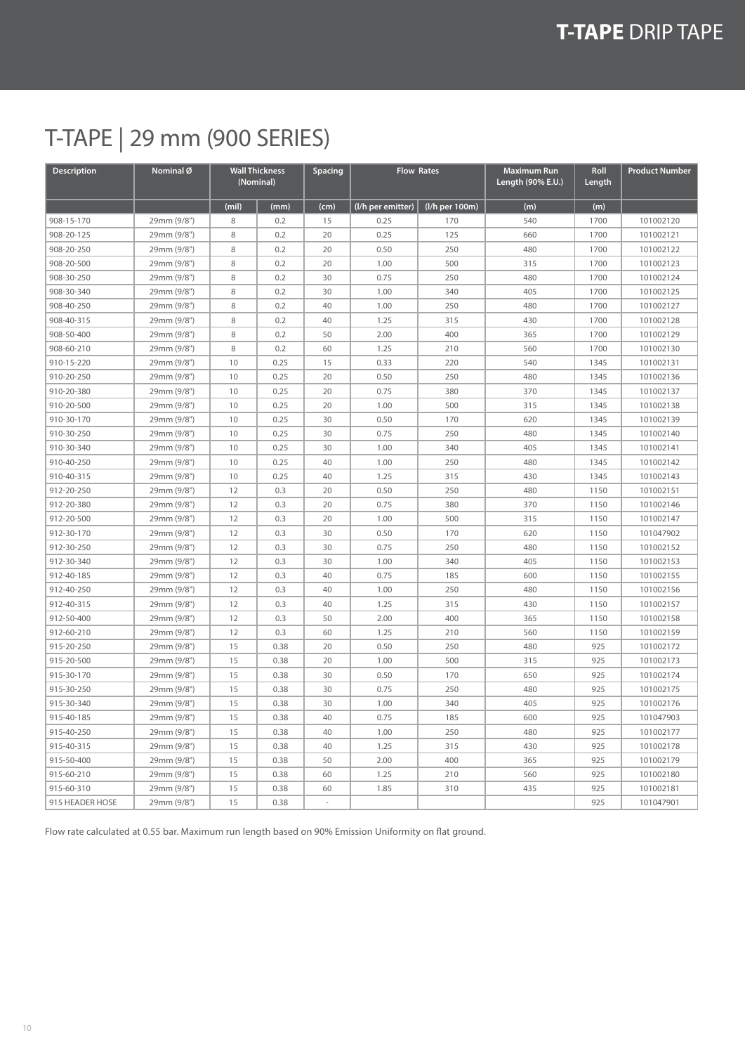# T-TAPE | 29 mm (900 SERIES)

| Description | Nominal Ø | Wall Thickness (Nominal) | | Spacing | Flow Rates | | Maximum Run Length (90% E.U.) | Roll Length | Product Number |
|---|---|---|---|---|---|---|---|---|---|
| | | (mil) | (mm) | (cm) | (l/h per emitter) | (l/h per 100m) | (m) | (m) | |
| 908-15-170 | 29mm (9/8") | 8 | 0.2 | 15 | 0.25 | 170 | 540 | 1700 | 101002120 |
| 908-20-125 | 29mm (9/8") | 8 | 0.2 | 20 | 0.25 | 125 | 660 | 1700 | 101002121 |
| 908-20-250 | 29mm (9/8") | 8 | 0.2 | 20 | 0.50 | 250 | 480 | 1700 | 101002122 |
| 908-20-500 | 29mm (9/8") | 8 | 0.2 | 20 | 1.00 | 500 | 315 | 1700 | 101002123 |
| 908-30-250 | 29mm (9/8") | 8 | 0.2 | 30 | 0.75 | 250 | 480 | 1700 | 101002124 |
| 908-30-340 | 29mm (9/8") | 8 | 0.2 | 30 | 1.00 | 340 | 405 | 1700 | 101002125 |
| 908-40-250 | 29mm (9/8") | 8 | 0.2 | 40 | 1.00 | 250 | 480 | 1700 | 101002127 |
| 908-40-315 | 29mm (9/8") | 8 | 0.2 | 40 | 1.25 | 315 | 430 | 1700 | 101002128 |
| 908-50-400 | 29mm (9/8") | 8 | 0.2 | 50 | 2.00 | 400 | 365 | 1700 | 101002129 |
| 908-60-210 | 29mm (9/8") | 8 | 0.2 | 60 | 1.25 | 210 | 560 | 1700 | 101002130 |
| 910-15-220 | 29mm (9/8") | 10 | 0.25 | 15 | 0.33 | 220 | 540 | 1345 | 101002131 |
| 910-20-250 | 29mm (9/8") | 10 | 0.25 | 20 | 0.50 | 250 | 480 | 1345 | 101002136 |
| 910-20-380 | 29mm (9/8") | 10 | 0.25 | 20 | 0.75 | 380 | 370 | 1345 | 101002137 |
| 910-20-500 | 29mm (9/8") | 10 | 0.25 | 20 | 1.00 | 500 | 315 | 1345 | 101002138 |
| 910-30-170 | 29mm (9/8") | 10 | 0.25 | 30 | 0.50 | 170 | 620 | 1345 | 101002139 |
| 910-30-250 | 29mm (9/8") | 10 | 0.25 | 30 | 0.75 | 250 | 480 | 1345 | 101002140 |
| 910-30-340 | 29mm (9/8") | 10 | 0.25 | 30 | 1.00 | 340 | 405 | 1345 | 101002141 |
| 910-40-250 | 29mm (9/8") | 10 | 0.25 | 40 | 1.00 | 250 | 480 | 1345 | 101002142 |
| 910-40-315 | 29mm (9/8") | 10 | 0.25 | 40 | 1.25 | 315 | 430 | 1345 | 101002143 |
| 912-20-250 | 29mm (9/8") | 12 | 0.3 | 20 | 0.50 | 250 | 480 | 1150 | 101002151 |
| 912-20-380 | 29mm (9/8") | 12 | 0.3 | 20 | 0.75 | 380 | 370 | 1150 | 101002146 |
| 912-20-500 | 29mm (9/8") | 12 | 0.3 | 20 | 1.00 | 500 | 315 | 1150 | 101002147 |
| 912-30-170 | 29mm (9/8") | 12 | 0.3 | 30 | 0.50 | 170 | 620 | 1150 | 101047902 |
| 912-30-250 | 29mm (9/8") | 12 | 0.3 | 30 | 0.75 | 250 | 480 | 1150 | 101002152 |
| 912-30-340 | 29mm (9/8") | 12 | 0.3 | 30 | 1.00 | 340 | 405 | 1150 | 101002153 |
| 912-40-185 | 29mm (9/8") | 12 | 0.3 | 40 | 0.75 | 185 | 600 | 1150 | 101002155 |
| 912-40-250 | 29mm (9/8") | 12 | 0.3 | 40 | 1.00 | 250 | 480 | 1150 | 101002156 |
| 912-40-315 | 29mm (9/8") | 12 | 0.3 | 40 | 1.25 | 315 | 430 | 1150 | 101002157 |
| 912-50-400 | 29mm (9/8") | 12 | 0.3 | 50 | 2.00 | 400 | 365 | 1150 | 101002158 |
| 912-60-210 | 29mm (9/8") | 12 | 0.3 | 60 | 1.25 | 210 | 560 | 1150 | 101002159 |
| 915-20-250 | 29mm (9/8") | 15 | 0.38 | 20 | 0.50 | 250 | 480 | 925 | 101002172 |
| 915-20-500 | 29mm (9/8") | 15 | 0.38 | 20 | 1.00 | 500 | 315 | 925 | 101002173 |
| 915-30-170 | 29mm (9/8") | 15 | 0.38 | 30 | 0.50 | 170 | 650 | 925 | 101002174 |
| 915-30-250 | 29mm (9/8") | 15 | 0.38 | 30 | 0.75 | 250 | 480 | 925 | 101002175 |
| 915-30-340 | 29mm (9/8") | 15 | 0.38 | 30 | 1.00 | 340 | 405 | 925 | 101002176 |
| 915-40-185 | 29mm (9/8") | 15 | 0.38 | 40 | 0.75 | 185 | 600 | 925 | 101047903 |
| 915-40-250 | 29mm (9/8") | 15 | 0.38 | 40 | 1.00 | 250 | 480 | 925 | 101002177 |
| 915-40-315 | 29mm (9/8") | 15 | 0.38 | 40 | 1.25 | 315 | 430 | 925 | 101002178 |
| 915-50-400 | 29mm (9/8") | 15 | 0.38 | 50 | 2.00 | 400 | 365 | 925 | 101002179 |
| 915-60-210 | 29mm (9/8") | 15 | 0.38 | 60 | 1.25 | 210 | 560 | 925 | 101002180 |
| 915-60-310 | 29mm (9/8") | 15 | 0.38 | 60 | 1.85 | 310 | 435 | 925 | 101002181 |
| 915 HEADER HOSE | 29mm (9/8") | 15 | 0.38 | - | | | | 925 | 101047901 |

Flow rate calculated at 0.55 bar. Maximum run length based on 90% Emission Uniformity on flat ground.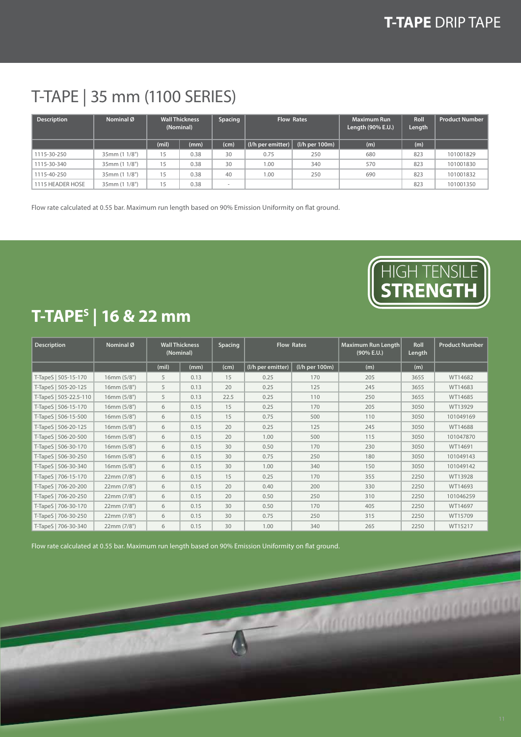# T-TAPE DRIP TAPE

## T-TAPE | 35 mm (1100 SERIES)

| Description | Nominal Ø | Wall Thickness (Nominal) | | Spacing | Flow Rates | | Maximum Run Length (90% E.U.) | Roll Length | Product Number |
|---|---|---|---|---|---|---|---|---|---|
| | | (mil) | (mm) | (cm) | (l/h per emitter) | (l/h per 100m) | (m) | (m) | |
| 1115-30-250 | 35mm (1 1/8") | 15 | 0.38 | 30 | 0.75 | 250 | 680 | 823 | 101001829 |
| 1115-30-340 | 35mm (1 1/8") | 15 | 0.38 | 30 | 1.00 | 340 | 570 | 823 | 101001830 |
| 1115-40-250 | 35mm (1 1/8") | 15 | 0.38 | 40 | 1.00 | 250 | 690 | 823 | 101001832 |
| 1115 HEADER HOSE | 35mm (1 1/8") | 15 | 0.38 | - | | | | 823 | 101001350 |

Flow rate calculated at 0.55 bar. Maximum run length based on 90% Emission Uniformity on flat ground.

HIGH TENSILE **STRENGTH**

## T-TAPE^S | 16 & 22 mm

| Description | Nominal Ø | Wall Thickness (Nominal) | | Spacing | Flow Rates | | Maximum Run Length (90% E.U.) | Roll Length | Product Number |
|---|---|---|---|---|---|---|---|---|---|
| | | (mil) | (mm) | (cm) | (l/h per emitter) | (l/h per 100m) | (m) | (m) | |
| T-TapeS \| 505-15-170 | 16mm (5/8") | 5 | 0.13 | 15 | 0.25 | 170 | 205 | 3655 | WT14682 |
| T-TapeS \| 505-20-125 | 16mm (5/8") | 5 | 0.13 | 20 | 0.25 | 125 | 245 | 3655 | WT14683 |
| T-TapeS \| 505-22.5-110 | 16mm (5/8") | 5 | 0.13 | 22.5 | 0.25 | 110 | 250 | 3655 | WT14685 |
| T-TapeS \| 506-15-170 | 16mm (5/8") | 6 | 0.15 | 15 | 0.25 | 170 | 205 | 3050 | WT13929 |
| T-TapeS \| 506-15-500 | 16mm (5/8") | 6 | 0.15 | 15 | 0.75 | 500 | 110 | 3050 | 101049169 |
| T-TapeS \| 506-20-125 | 16mm (5/8") | 6 | 0.15 | 20 | 0.25 | 125 | 245 | 3050 | WT14688 |
| T-TapeS \| 506-20-500 | 16mm (5/8") | 6 | 0.15 | 20 | 1.00 | 500 | 115 | 3050 | 101047870 |
| T-TapeS \| 506-30-170 | 16mm (5/8") | 6 | 0.15 | 30 | 0.50 | 170 | 230 | 3050 | WT14691 |
| T-TapeS \| 506-30-250 | 16mm (5/8") | 6 | 0.15 | 30 | 0.75 | 250 | 180 | 3050 | 101049143 |
| T-TapeS \| 506-30-340 | 16mm (5/8") | 6 | 0.15 | 30 | 1.00 | 340 | 150 | 3050 | 101049142 |
| T-TapeS \| 706-15-170 | 22mm (7/8") | 6 | 0.15 | 15 | 0.25 | 170 | 355 | 2250 | WT13928 |
| T-TapeS \| 706-20-200 | 22mm (7/8") | 6 | 0.15 | 20 | 0.40 | 200 | 330 | 2250 | WT14693 |
| T-TapeS \| 706-20-250 | 22mm (7/8") | 6 | 0.15 | 20 | 0.50 | 250 | 310 | 2250 | 101046259 |
| T-TapeS \| 706-30-170 | 22mm (7/8") | 6 | 0.15 | 30 | 0.50 | 170 | 405 | 2250 | WT14697 |
| T-TapeS \| 706-30-250 | 22mm (7/8") | 6 | 0.15 | 30 | 0.75 | 250 | 315 | 2250 | WT15709 |
| T-TapeS \| 706-30-340 | 22mm (7/8") | 6 | 0.15 | 30 | 1.00 | 340 | 265 | 2250 | WT15217 |

Flow rate calculated at 0.55 bar. Maximum run length based on 90% Emission Uniformity on flat ground.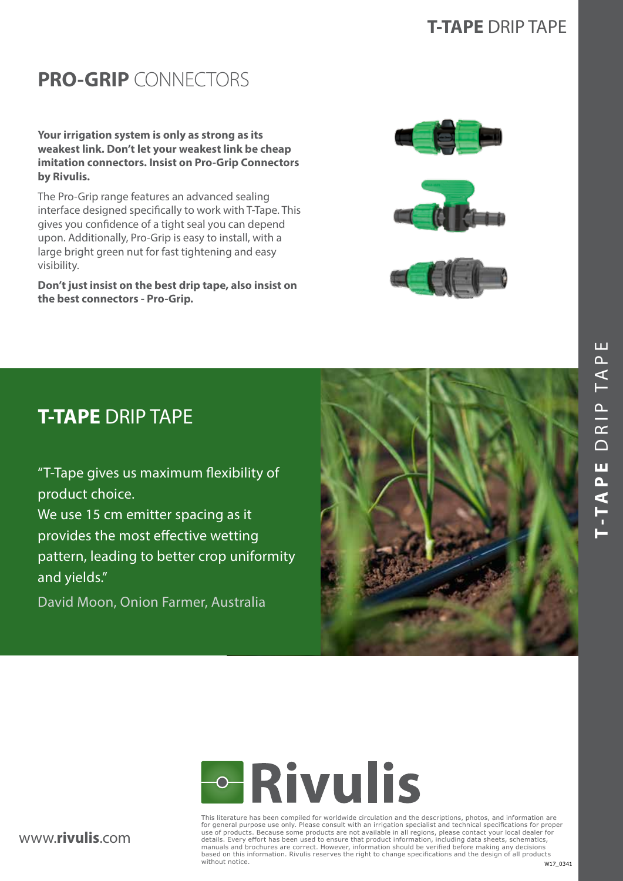# PRO-GRIP CONNECTORS

**Your irrigation system is only as strong as its weakest link. Don't let your weakest link be cheap imitation connectors. Insist on Pro-Grip Connectors by Rivulis.**

The Pro-Grip range features an advanced sealing interface designed specifically to work with T-Tape. This gives you confidence of a tight seal you can depend upon. Additionally, Pro-Grip is easy to install, with a large bright green nut for fast tightening and easy visibility.

**Don't just insist on the best drip tape, also insist on the best connectors - Pro-Grip.**

## T-TAPE DRIP TAPE

"T-Tape gives us maximum flexibility of product choice.
We use 15 cm emitter spacing as it provides the most effective wetting pattern, leading to better crop uniformity and yields."

David Moon, Onion Farmer, Australia

Rivulis

www.**rivulis**.com

This literature has been compiled for worldwide circulation and the descriptions, photos, and information are for general purpose use only. Please consult with an irrigation specialist and technical specifications for proper use of products. Because some products are not available in all regions, please contact your local dealer for details. Every effort has been used to ensure that product information, including data sheets, schematics, manuals and brochures are correct. However, information should be verified before making any decisions based on this information. Rivulis reserves the right to change specifications and the design of all products without notice.

W17_0341